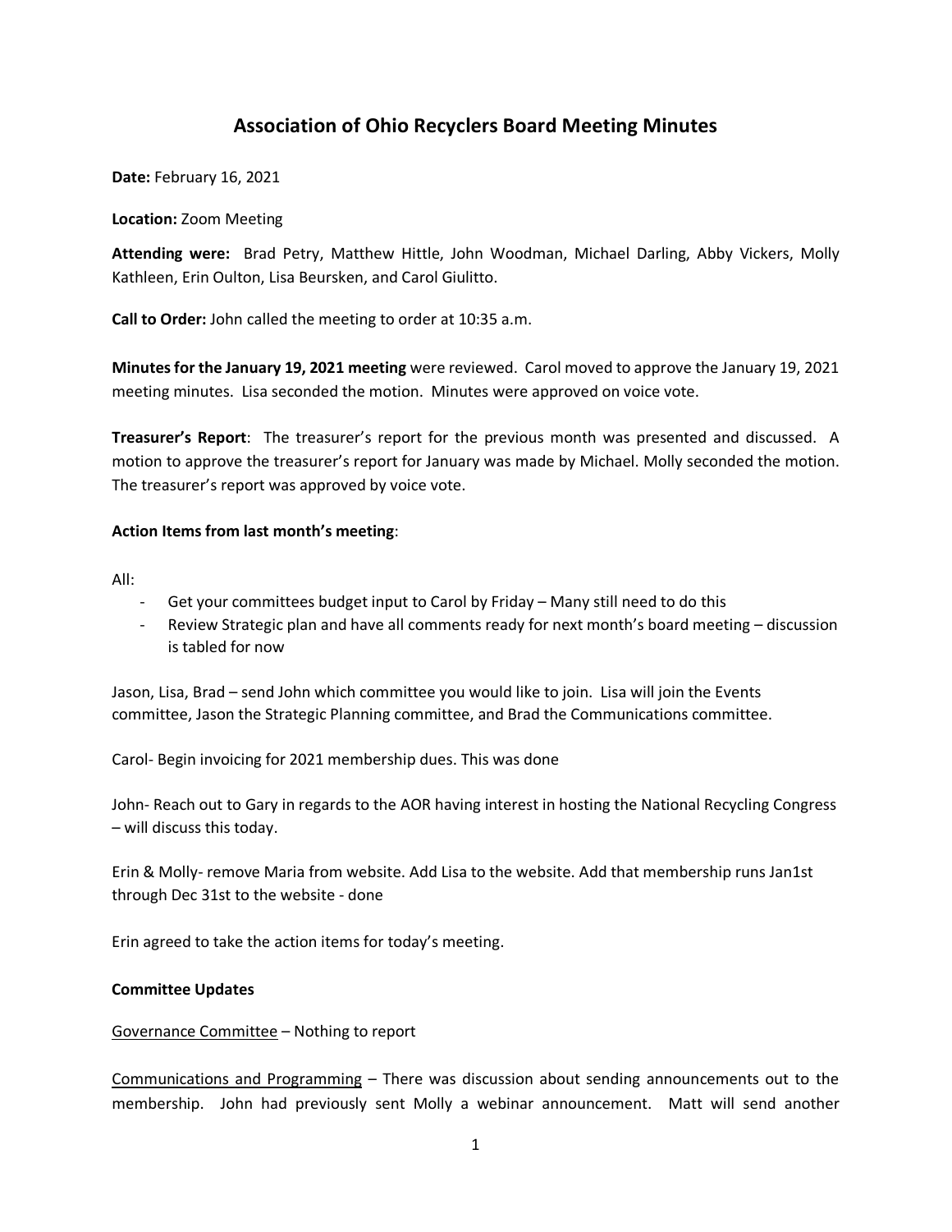# Association of Ohio Recyclers Board Meeting Minutes

**Date:** February 16, 2021

**Location:** Zoom Meeting

**Attending were:** Brad Petry, Matthew Hittle, John Woodman, Michael Darling, Abby Vickers, Molly Kathleen, Erin Oulton, Lisa Beursken, and Carol Giulitto.

**Call to Order:** John called the meeting to order at 10:35 a.m.

**Minutes for the January 19, 2021 meeting** were reviewed. Carol moved to approve the January 19, 2021 meeting minutes. Lisa seconded the motion. Minutes were approved on voice vote.

**Treasurer's Report**: The treasurer's report for the previous month was presented and discussed. A motion to approve the treasurer's report for January was made by Michael. Molly seconded the motion. The treasurer's report was approved by voice vote.

**Action Items from last month's meeting**:

All:

- Get your committees budget input to Carol by Friday – Many still need to do this
- Review Strategic plan and have all comments ready for next month's board meeting – discussion is tabled for now

Jason, Lisa, Brad – send John which committee you would like to join. Lisa will join the Events committee, Jason the Strategic Planning committee, and Brad the Communications committee.

Carol- Begin invoicing for 2021 membership dues. This was done

John- Reach out to Gary in regards to the AOR having interest in hosting the National Recycling Congress – will discuss this today.

Erin & Molly- remove Maria from website. Add Lisa to the website. Add that membership runs Jan1st through Dec 31st to the website - done

Erin agreed to take the action items for today's meeting.

**Committee Updates**

Governance Committee – Nothing to report

Communications and Programming – There was discussion about sending announcements out to the membership. John had previously sent Molly a webinar announcement. Matt will send another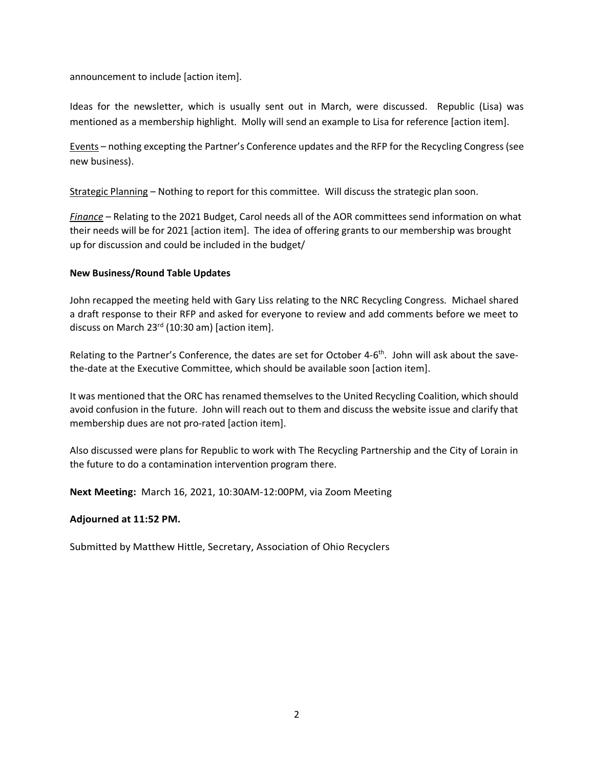announcement to include [action item].

Ideas for the newsletter, which is usually sent out in March, were discussed. Republic (Lisa) was mentioned as a membership highlight. Molly will send an example to Lisa for reference [action item].

Events – nothing excepting the Partner's Conference updates and the RFP for the Recycling Congress (see new business).

Strategic Planning – Nothing to report for this committee. Will discuss the strategic plan soon.

*Finance* – Relating to the 2021 Budget, Carol needs all of the AOR committees send information on what their needs will be for 2021 [action item]. The idea of offering grants to our membership was brought up for discussion and could be included in the budget/

**New Business/Round Table Updates**

John recapped the meeting held with Gary Liss relating to the NRC Recycling Congress. Michael shared a draft response to their RFP and asked for everyone to review and add comments before we meet to discuss on March 23rd (10:30 am) [action item].

Relating to the Partner's Conference, the dates are set for October 4-6th. John will ask about the save-the-date at the Executive Committee, which should be available soon [action item].

It was mentioned that the ORC has renamed themselves to the United Recycling Coalition, which should avoid confusion in the future. John will reach out to them and discuss the website issue and clarify that membership dues are not pro-rated [action item].

Also discussed were plans for Republic to work with The Recycling Partnership and the City of Lorain in the future to do a contamination intervention program there.

**Next Meeting:** March 16, 2021, 10:30AM-12:00PM, via Zoom Meeting

**Adjourned at 11:52 PM.**

Submitted by Matthew Hittle, Secretary, Association of Ohio Recyclers